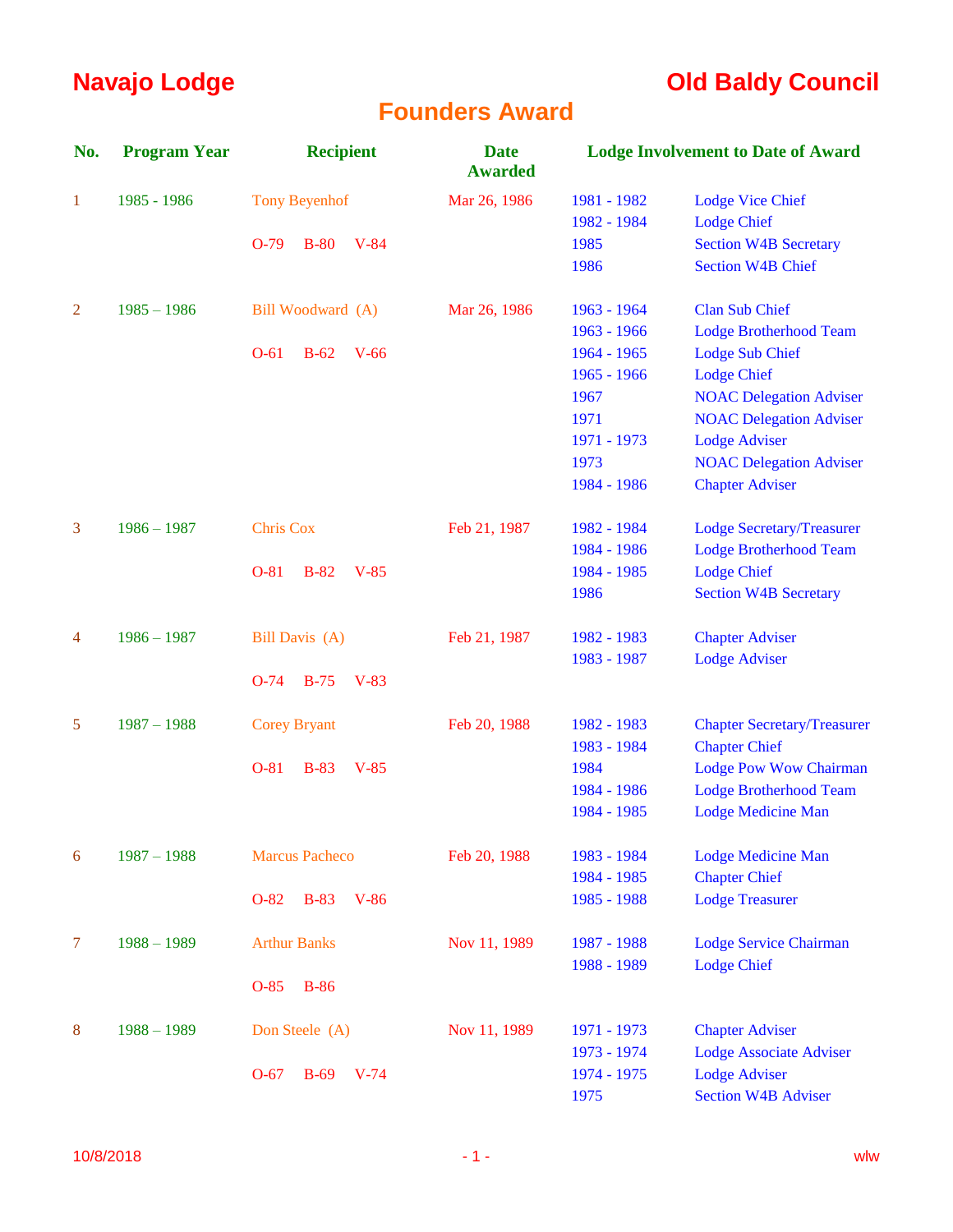# Navajo Lodge

# Old Baldy Council

## Founders Award

| No. | Program Year | Recipient | Date Awarded | Lodge Involvement to Date of Award | |
|---|---|---|---|---|---|
| 1 | 1985 - 1986 | Tony Beyenhof | Mar 26, 1986 | 1981 - 1982 | Lodge Vice Chief |
| | | | | 1982 - 1984 | Lodge Chief |
| | | O-79 B-80 V-84 | | 1985 | Section W4B Secretary |
| | | | | 1986 | Section W4B Chief |
| 2 | 1985 – 1986 | Bill Woodward (A) | Mar 26, 1986 | 1963 - 1964 | Clan Sub Chief |
| | | | | 1963 - 1966 | Lodge Brotherhood Team |
| | | O-61 B-62 V-66 | | 1964 - 1965 | Lodge Sub Chief |
| | | | | 1965 - 1966 | Lodge Chief |
| | | | | 1967 | NOAC Delegation Adviser |
| | | | | 1971 | NOAC Delegation Adviser |
| | | | | 1971 - 1973 | Lodge Adviser |
| | | | | 1973 | NOAC Delegation Adviser |
| | | | | 1984 - 1986 | Chapter Adviser |
| 3 | 1986 – 1987 | Chris Cox | Feb 21, 1987 | 1982 - 1984 | Lodge Secretary/Treasurer |
| | | | | 1984 - 1986 | Lodge Brotherhood Team |
| | | O-81 B-82 V-85 | | 1984 - 1985 | Lodge Chief |
| | | | | 1986 | Section W4B Secretary |
| 4 | 1986 – 1987 | Bill Davis (A) | Feb 21, 1987 | 1982 - 1983 | Chapter Adviser |
| | | | | 1983 - 1987 | Lodge Adviser |
| | | O-74 B-75 V-83 | | | |
| 5 | 1987 – 1988 | Corey Bryant | Feb 20, 1988 | 1982 - 1983 | Chapter Secretary/Treasurer |
| | | | | 1983 - 1984 | Chapter Chief |
| | | O-81 B-83 V-85 | | 1984 | Lodge Pow Wow Chairman |
| | | | | 1984 - 1986 | Lodge Brotherhood Team |
| | | | | 1984 - 1985 | Lodge Medicine Man |
| 6 | 1987 – 1988 | Marcus Pacheco | Feb 20, 1988 | 1983 - 1984 | Lodge Medicine Man |
| | | | | 1984 - 1985 | Chapter Chief |
| | | O-82 B-83 V-86 | | 1985 - 1988 | Lodge Treasurer |
| 7 | 1988 – 1989 | Arthur Banks | Nov 11, 1989 | 1987 - 1988 | Lodge Service Chairman |
| | | | | 1988 - 1989 | Lodge Chief |
| | | O-85 B-86 | | | |
| 8 | 1988 – 1989 | Don Steele (A) | Nov 11, 1989 | 1971 - 1973 | Chapter Adviser |
| | | | | 1973 - 1974 | Lodge Associate Adviser |
| | | O-67 B-69 V-74 | | 1974 - 1975 | Lodge Adviser |
| | | | | 1975 | Section W4B Adviser |

10/8/2018 wlw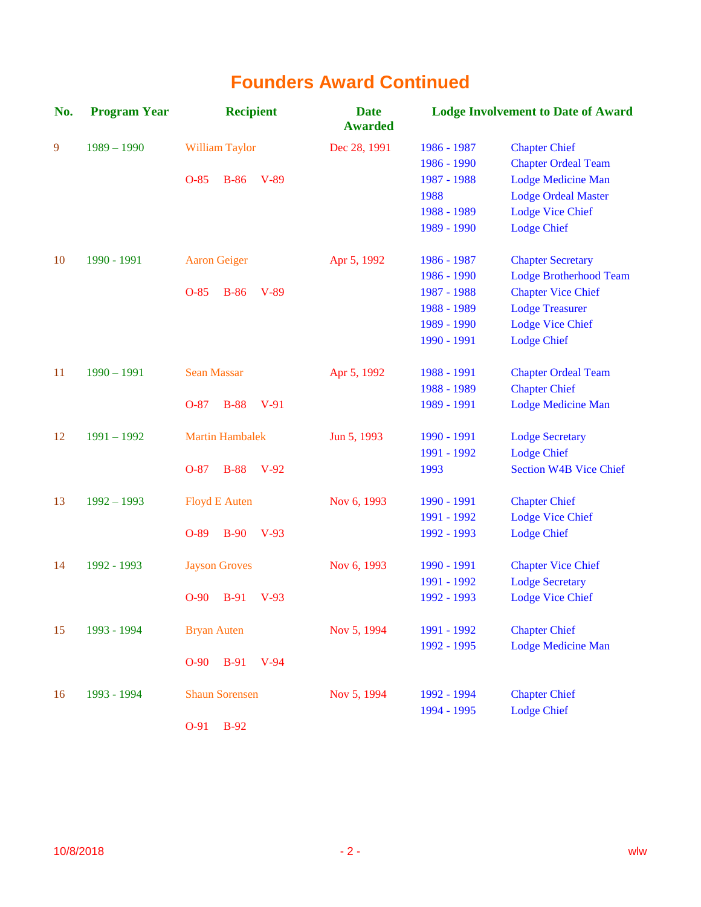# Founders Award Continued

| No. | Program Year | Recipient | Date Awarded | Lodge Involvement to Date of Award | |
|---|---|---|---|---|---|
| 9 | 1989 – 1990 | William Taylor | Dec 28, 1991 | 1986 - 1987 | Chapter Chief |
| | | | | 1986 - 1990 | Chapter Ordeal Team |
| | | O-85 B-86 V-89 | | 1987 - 1988 | Lodge Medicine Man |
| | | | | 1988 | Lodge Ordeal Master |
| | | | | 1988 - 1989 | Lodge Vice Chief |
| | | | | 1989 - 1990 | Lodge Chief |
| 10 | 1990 - 1991 | Aaron Geiger | Apr 5, 1992 | 1986 - 1987 | Chapter Secretary |
| | | | | 1986 - 1990 | Lodge Brotherhood Team |
| | | O-85 B-86 V-89 | | 1987 - 1988 | Chapter Vice Chief |
| | | | | 1988 - 1989 | Lodge Treasurer |
| | | | | 1989 - 1990 | Lodge Vice Chief |
| | | | | 1990 - 1991 | Lodge Chief |
| 11 | 1990 – 1991 | Sean Massar | Apr 5, 1992 | 1988 - 1991 | Chapter Ordeal Team |
| | | | | 1988 - 1989 | Chapter Chief |
| | | O-87 B-88 V-91 | | 1989 - 1991 | Lodge Medicine Man |
| 12 | 1991 – 1992 | Martin Hambalek | Jun 5, 1993 | 1990 - 1991 | Lodge Secretary |
| | | | | 1991 - 1992 | Lodge Chief |
| | | O-87 B-88 V-92 | | 1993 | Section W4B Vice Chief |
| 13 | 1992 – 1993 | Floyd E Auten | Nov 6, 1993 | 1990 - 1991 | Chapter Chief |
| | | | | 1991 - 1992 | Lodge Vice Chief |
| | | O-89 B-90 V-93 | | 1992 - 1993 | Lodge Chief |
| 14 | 1992 - 1993 | Jayson Groves | Nov 6, 1993 | 1990 - 1991 | Chapter Vice Chief |
| | | | | 1991 - 1992 | Lodge Secretary |
| | | O-90 B-91 V-93 | | 1992 - 1993 | Lodge Vice Chief |
| 15 | 1993 - 1994 | Bryan Auten | Nov 5, 1994 | 1991 - 1992 | Chapter Chief |
| | | | | 1992 - 1995 | Lodge Medicine Man |
| | | O-90 B-91 V-94 | | | |
| 16 | 1993 - 1994 | Shaun Sorensen | Nov 5, 1994 | 1992 - 1994 | Chapter Chief |
| | | | | 1994 - 1995 | Lodge Chief |
| | | O-91 B-92 | | | |

10/8/2018 wlw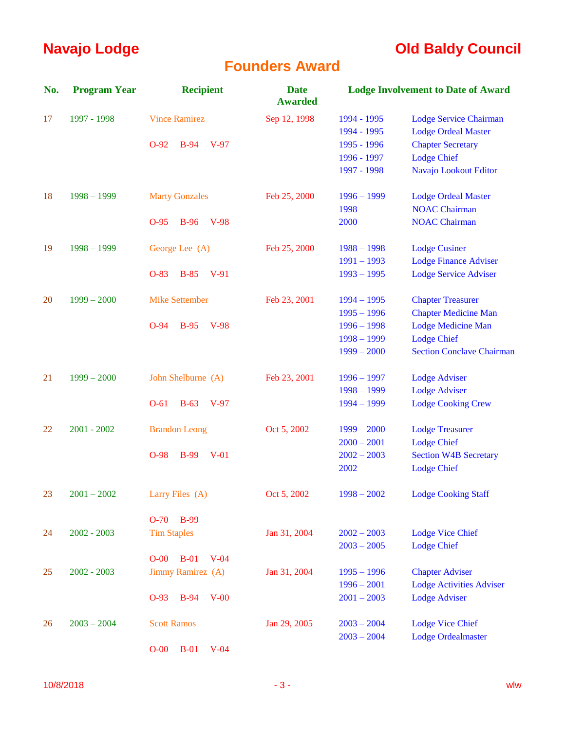# Navajo Lodge — Old Baldy Council

## Founders Award

| No. | Program Year | Recipient | Date Awarded | Lodge Involvement to Date of Award | |
|---|---|---|---|---|---|
| 17 | 1997 - 1998 | Vince Ramirez | Sep 12, 1998 | 1994 - 1995 | Lodge Service Chairman |
| | | | | 1994 - 1995 | Lodge Ordeal Master |
| | | O-92 B-94 V-97 | | 1995 - 1996 | Chapter Secretary |
| | | | | 1996 - 1997 | Lodge Chief |
| | | | | 1997 - 1998 | Navajo Lookout Editor |
| 18 | 1998 – 1999 | Marty Gonzales | Feb 25, 2000 | 1996 – 1999 | Lodge Ordeal Master |
| | | | | 1998 | NOAC Chairman |
| | | O-95 B-96 V-98 | | 2000 | NOAC Chairman |
| 19 | 1998 – 1999 | George Lee (A) | Feb 25, 2000 | 1988 – 1998 | Lodge Cusiner |
| | | | | 1991 – 1993 | Lodge Finance Adviser |
| | | O-83 B-85 V-91 | | 1993 – 1995 | Lodge Service Adviser |
| 20 | 1999 – 2000 | Mike Settember | Feb 23, 2001 | 1994 – 1995 | Chapter Treasurer |
| | | | | 1995 – 1996 | Chapter Medicine Man |
| | | O-94 B-95 V-98 | | 1996 – 1998 | Lodge Medicine Man |
| | | | | 1998 – 1999 | Lodge Chief |
| | | | | 1999 – 2000 | Section Conclave Chairman |
| 21 | 1999 – 2000 | John Shelburne (A) | Feb 23, 2001 | 1996 – 1997 | Lodge Adviser |
| | | | | 1998 – 1999 | Lodge Adviser |
| | | O-61 B-63 V-97 | | 1994 – 1999 | Lodge Cooking Crew |
| 22 | 2001 - 2002 | Brandon Leong | Oct 5, 2002 | 1999 – 2000 | Lodge Treasurer |
| | | | | 2000 – 2001 | Lodge Chief |
| | | O-98 B-99 V-01 | | 2002 – 2003 | Section W4B Secretary |
| | | | | 2002 | Lodge Chief |
| 23 | 2001 – 2002 | Larry Files (A) | Oct 5, 2002 | 1998 – 2002 | Lodge Cooking Staff |
| | | O-70 B-99 | | | |
| 24 | 2002 - 2003 | Tim Staples | Jan 31, 2004 | 2002 – 2003 | Lodge Vice Chief |
| | | | | 2003 – 2005 | Lodge Chief |
| | | O-00 B-01 V-04 | | | |
| 25 | 2002 - 2003 | Jimmy Ramirez (A) | Jan 31, 2004 | 1995 – 1996 | Chapter Adviser |
| | | | | 1996 – 2001 | Lodge Activities Adviser |
| | | O-93 B-94 V-00 | | 2001 – 2003 | Lodge Adviser |
| 26 | 2003 – 2004 | Scott Ramos | Jan 29, 2005 | 2003 – 2004 | Lodge Vice Chief |
| | | | | 2003 – 2004 | Lodge Ordealmaster |
| | | O-00 B-01 V-04 | | | |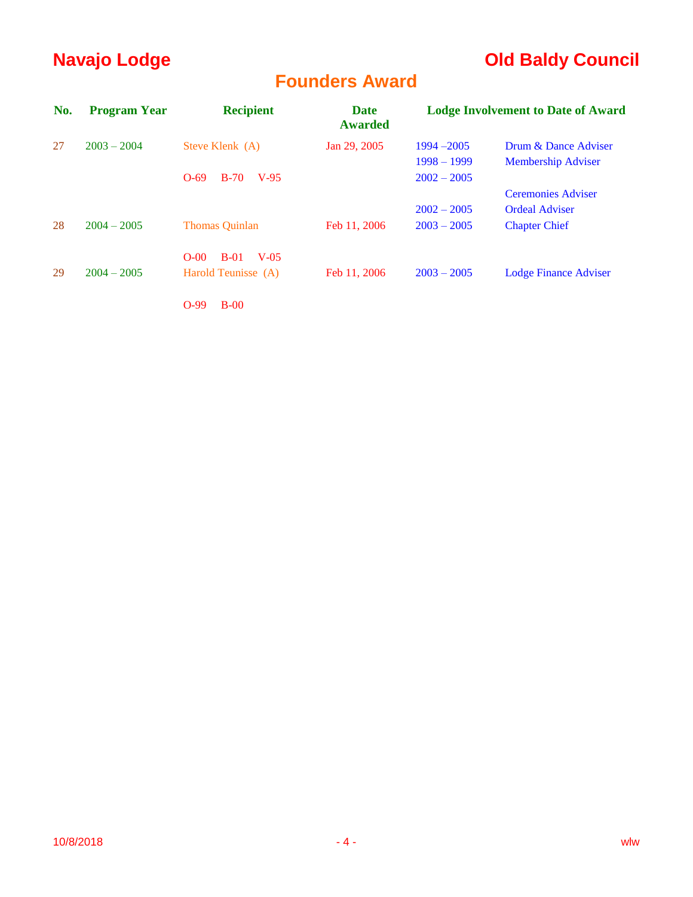# Navajo Lodge — Old Baldy Council

## Founders Award

| No. | Program Year | Recipient | Date Awarded | Lodge Involvement to Date of Award | |
|---|---|---|---|---|---|
| 27 | 2003 – 2004 | Steve Klenk (A) | Jan 29, 2005 | 1994 –2005 | Drum & Dance Adviser |
| | | | | 1998 – 1999 | Membership Adviser |
| | | O-69 B-70 V-95 | | 2002 – 2005 | |
| | | | | | Ceremonies Adviser |
| | | | | 2002 – 2005 | Ordeal Adviser |
| 28 | 2004 – 2005 | Thomas Quinlan | Feb 11, 2006 | 2003 – 2005 | Chapter Chief |
| | | O-00 B-01 V-05 | | | |
| 29 | 2004 – 2005 | Harold Teunisse (A) | Feb 11, 2006 | 2003 – 2005 | Lodge Finance Adviser |
| | | O-99 B-00 | | | |